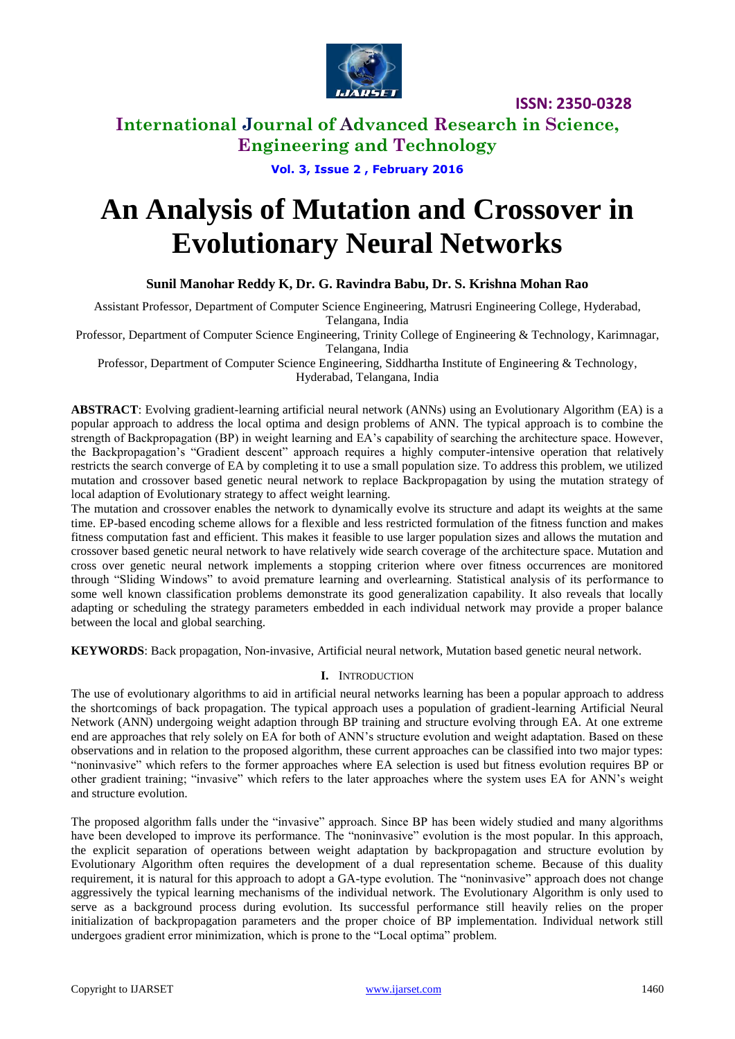# An Analysis of Mutation and Crossover in Evolutionary Neural Networks

**Sunil Manohar Reddy K, Dr. G. Ravindra Babu, Dr. S. Krishna Mohan Rao**

Assistant Professor, Department of Computer Science Engineering, Matrusri Engineering College, Hyderabad, Telangana, India

Professor, Department of Computer Science Engineering, Trinity College of Engineering & Technology, Karimnagar, Telangana, India

Professor, Department of Computer Science Engineering, Siddhartha Institute of Engineering & Technology, Hyderabad, Telangana, India

**ABSTRACT**: Evolving gradient-learning artificial neural network (ANNs) using an Evolutionary Algorithm (EA) is a popular approach to address the local optima and design problems of ANN. The typical approach is to combine the strength of Backpropagation (BP) in weight learning and EA's capability of searching the architecture space. However, the Backpropagation's "Gradient descent" approach requires a highly computer-intensive operation that relatively restricts the search converge of EA by completing it to use a small population size. To address this problem, we utilized mutation and crossover based genetic neural network to replace Backpropagation by using the mutation strategy of local adaption of Evolutionary strategy to affect weight learning.

The mutation and crossover enables the network to dynamically evolve its structure and adapt its weights at the same time. EP-based encoding scheme allows for a flexible and less restricted formulation of the fitness function and makes fitness computation fast and efficient. This makes it feasible to use larger population sizes and allows the mutation and crossover based genetic neural network to have relatively wide search coverage of the architecture space. Mutation and cross over genetic neural network implements a stopping criterion where over fitness occurrences are monitored through "Sliding Windows" to avoid premature learning and overlearning. Statistical analysis of its performance to some well known classification problems demonstrate its good generalization capability. It also reveals that locally adapting or scheduling the strategy parameters embedded in each individual network may provide a proper balance between the local and global searching.

**KEYWORDS**: Back propagation, Non-invasive, Artificial neural network, Mutation based genetic neural network.

## I. INTRODUCTION

The use of evolutionary algorithms to aid in artificial neural networks learning has been a popular approach to address the shortcomings of back propagation. The typical approach uses a population of gradient-learning Artificial Neural Network (ANN) undergoing weight adaption through BP training and structure evolving through EA. At one extreme end are approaches that rely solely on EA for both of ANN's structure evolution and weight adaptation. Based on these observations and in relation to the proposed algorithm, these current approaches can be classified into two major types: "noninvasive" which refers to the former approaches where EA selection is used but fitness evolution requires BP or other gradient training; "invasive" which refers to the later approaches where the system uses EA for ANN's weight and structure evolution.

The proposed algorithm falls under the "invasive" approach. Since BP has been widely studied and many algorithms have been developed to improve its performance. The "noninvasive" evolution is the most popular. In this approach, the explicit separation of operations between weight adaptation by backpropagation and structure evolution by Evolutionary Algorithm often requires the development of a dual representation scheme. Because of this duality requirement, it is natural for this approach to adopt a GA-type evolution. The "noninvasive" approach does not change aggressively the typical learning mechanisms of the individual network. The Evolutionary Algorithm is only used to serve as a background process during evolution. Its successful performance still heavily relies on the proper initialization of backpropagation parameters and the proper choice of BP implementation. Individual network still undergoes gradient error minimization, which is prone to the "Local optima" problem.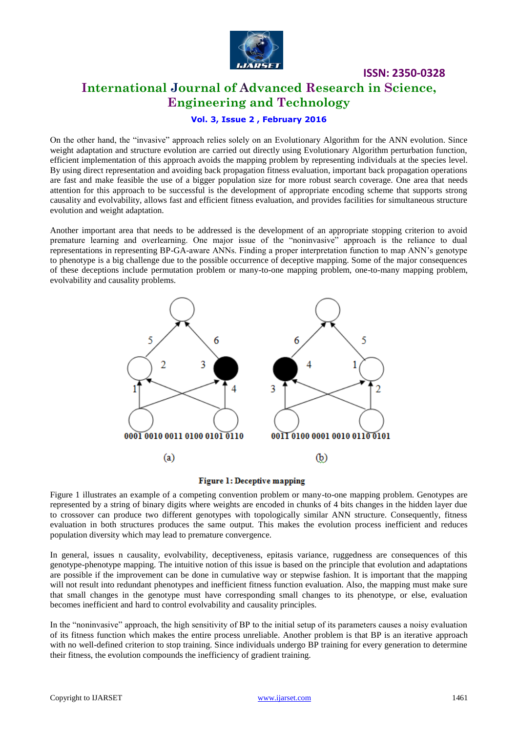On the other hand, the "invasive" approach relies solely on an Evolutionary Algorithm for the ANN evolution. Since weight adaptation and structure evolution are carried out directly using Evolutionary Algorithm perturbation function, efficient implementation of this approach avoids the mapping problem by representing individuals at the species level. By using direct representation and avoiding back propagation fitness evaluation, important back propagation operations are fast and make feasible the use of a bigger population size for more robust search coverage. One area that needs attention for this approach to be successful is the development of appropriate encoding scheme that supports strong causality and evolvability, allows fast and efficient fitness evaluation, and provides facilities for simultaneous structure evolution and weight adaptation.

Another important area that needs to be addressed is the development of an appropriate stopping criterion to avoid premature learning and overlearning. One major issue of the "noninvasive" approach is the reliance to dual representations in representing BP-GA-aware ANNs. Finding a proper interpretation function to map ANN's genotype to phenotype is a big challenge due to the possible occurrence of deceptive mapping. Some of the major consequences of these deceptions include permutation problem or many-to-one mapping problem, one-to-many mapping problem, evolvability and causality problems.

0001 0010 0011 0100 0101 0110

(a)

0011 0100 0001 0010 0110 0101

(b)

**Figure 1: Deceptive mapping**

Figure 1 illustrates an example of a competing convention problem or many-to-one mapping problem. Genotypes are represented by a string of binary digits where weights are encoded in chunks of 4 bits changes in the hidden layer due to crossover can produce two different genotypes with topologically similar ANN structure. Consequently, fitness evaluation in both structures produces the same output. This makes the evolution process inefficient and reduces population diversity which may lead to premature convergence.

In general, issues n causality, evolvability, deceptiveness, epitasis variance, ruggedness are consequences of this genotype-phenotype mapping. The intuitive notion of this issue is based on the principle that evolution and adaptations are possible if the improvement can be done in cumulative way or stepwise fashion. It is important that the mapping will not result into redundant phenotypes and inefficient fitness function evaluation. Also, the mapping must make sure that small changes in the genotype must have corresponding small changes to its phenotype, or else, evaluation becomes inefficient and hard to control evolvability and causality principles.

In the "noninvasive" approach, the high sensitivity of BP to the initial setup of its parameters causes a noisy evaluation of its fitness function which makes the entire process unreliable. Another problem is that BP is an iterative approach with no well-defined criterion to stop training. Since individuals undergo BP training for every generation to determine their fitness, the evolution compounds the inefficiency of gradient training.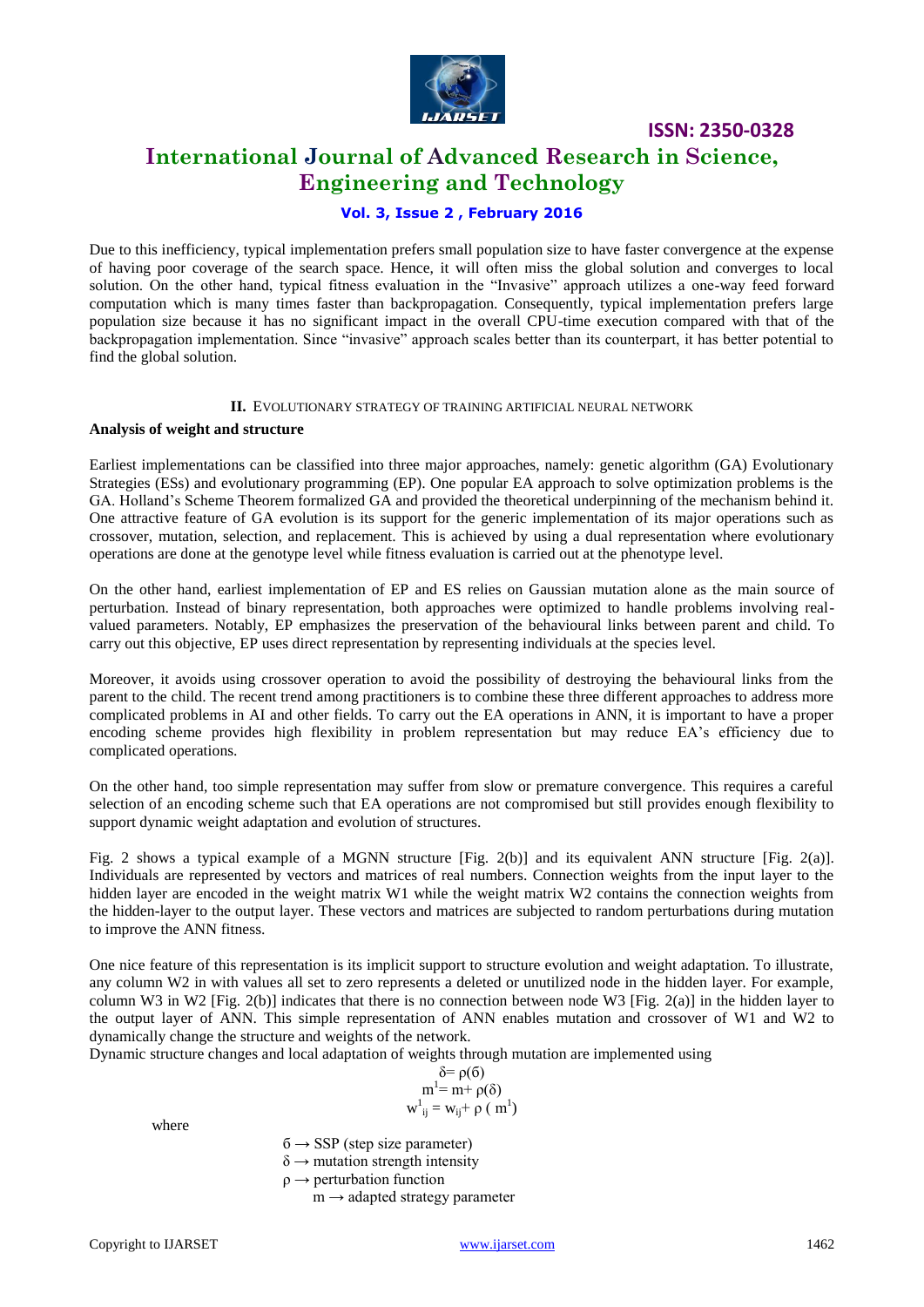Due to this inefficiency, typical implementation prefers small population size to have faster convergence at the expense of having poor coverage of the search space. Hence, it will often miss the global solution and converges to local solution. On the other hand, typical fitness evaluation in the "Invasive" approach utilizes a one-way feed forward computation which is many times faster than backpropagation. Consequently, typical implementation prefers large population size because it has no significant impact in the overall CPU-time execution compared with that of the backpropagation implementation. Since "invasive" approach scales better than its counterpart, it has better potential to find the global solution.

## II. EVOLUTIONARY STRATEGY OF TRAINING ARTIFICIAL NEURAL NETWORK

### Analysis of weight and structure

Earliest implementations can be classified into three major approaches, namely: genetic algorithm (GA) Evolutionary Strategies (ESs) and evolutionary programming (EP). One popular EA approach to solve optimization problems is the GA. Holland's Scheme Theorem formalized GA and provided the theoretical underpinning of the mechanism behind it. One attractive feature of GA evolution is its support for the generic implementation of its major operations such as crossover, mutation, selection, and replacement. This is achieved by using a dual representation where evolutionary operations are done at the genotype level while fitness evaluation is carried out at the phenotype level.

On the other hand, earliest implementation of EP and ES relies on Gaussian mutation alone as the main source of perturbation. Instead of binary representation, both approaches were optimized to handle problems involving real-valued parameters. Notably, EP emphasizes the preservation of the behavioural links between parent and child. To carry out this objective, EP uses direct representation by representing individuals at the species level.

Moreover, it avoids using crossover operation to avoid the possibility of destroying the behavioural links from the parent to the child. The recent trend among practitioners is to combine these three different approaches to address more complicated problems in AI and other fields. To carry out the EA operations in ANN, it is important to have a proper encoding scheme provides high flexibility in problem representation but may reduce EA's efficiency due to complicated operations.

On the other hand, too simple representation may suffer from slow or premature convergence. This requires a careful selection of an encoding scheme such that EA operations are not compromised but still provides enough flexibility to support dynamic weight adaptation and evolution of structures.

Fig. 2 shows a typical example of a MGNN structure [Fig. 2(b)] and its equivalent ANN structure [Fig. 2(a)]. Individuals are represented by vectors and matrices of real numbers. Connection weights from the input layer to the hidden layer are encoded in the weight matrix W1 while the weight matrix W2 contains the connection weights from the hidden-layer to the output layer. These vectors and matrices are subjected to random perturbations during mutation to improve the ANN fitness.

One nice feature of this representation is its implicit support to structure evolution and weight adaptation. To illustrate, any column W2 in with values all set to zero represents a deleted or unutilized node in the hidden layer. For example, column W3 in W2 [Fig. 2(b)] indicates that there is no connection between node W3 [Fig. 2(a)] in the hidden layer to the output layer of ANN. This simple representation of ANN enables mutation and crossover of W1 and W2 to dynamically change the structure and weights of the network.

Dynamic structure changes and local adaptation of weights through mutation are implemented using

$$\delta = \rho(\sigma)$$

$$m^1 = m + \rho(\delta)$$

$$w^1_{ij} = w_{ij} + \rho\,(m^1)$$

where

$\sigma \rightarrow$ SSP (step size parameter)

$\delta \rightarrow$ mutation strength intensity

$\rho \rightarrow$ perturbation function

$m \rightarrow$ adapted strategy parameter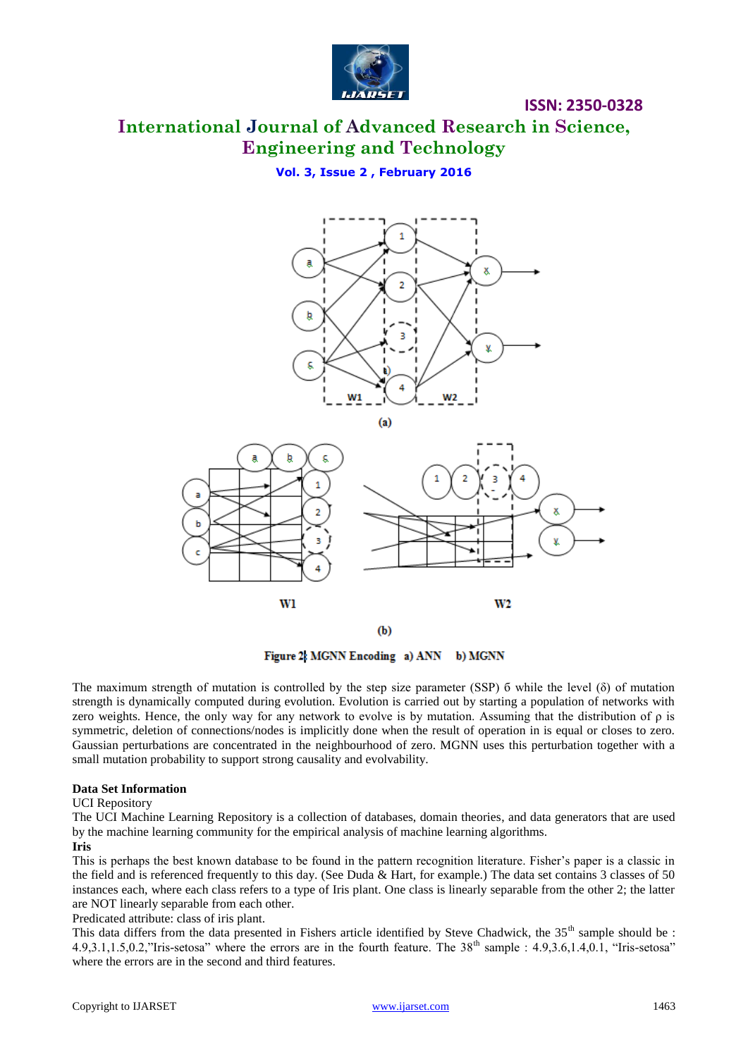Figure 2: MGNN Encoding a) ANN b) MGNN

The maximum strength of mutation is controlled by the step size parameter (SSP) б while the level (δ) of mutation strength is dynamically computed during evolution. Evolution is carried out by starting a population of networks with zero weights. Hence, the only way for any network to evolve is by mutation. Assuming that the distribution of ρ is symmetric, deletion of connections/nodes is implicitly done when the result of operation in is equal or closes to zero. Gaussian perturbations are concentrated in the neighbourhood of zero. MGNN uses this perturbation together with a small mutation probability to support strong causality and evolvability.

**Data Set Information**

UCI Repository

The UCI Machine Learning Repository is a collection of databases, domain theories, and data generators that are used by the machine learning community for the empirical analysis of machine learning algorithms.

**Iris**

This is perhaps the best known database to be found in the pattern recognition literature. Fisher's paper is a classic in the field and is referenced frequently to this day. (See Duda & Hart, for example.) The data set contains 3 classes of 50 instances each, where each class refers to a type of Iris plant. One class is linearly separable from the other 2; the latter are NOT linearly separable from each other.

Predicated attribute: class of iris plant.

This data differs from the data presented in Fishers article identified by Steve Chadwick, the 35th sample should be : 4.9,3.1,1.5,0.2,"Iris-setosa" where the errors are in the fourth feature. The 38th sample : 4.9,3.6,1.4,0.1, "Iris-setosa" where the errors are in the second and third features.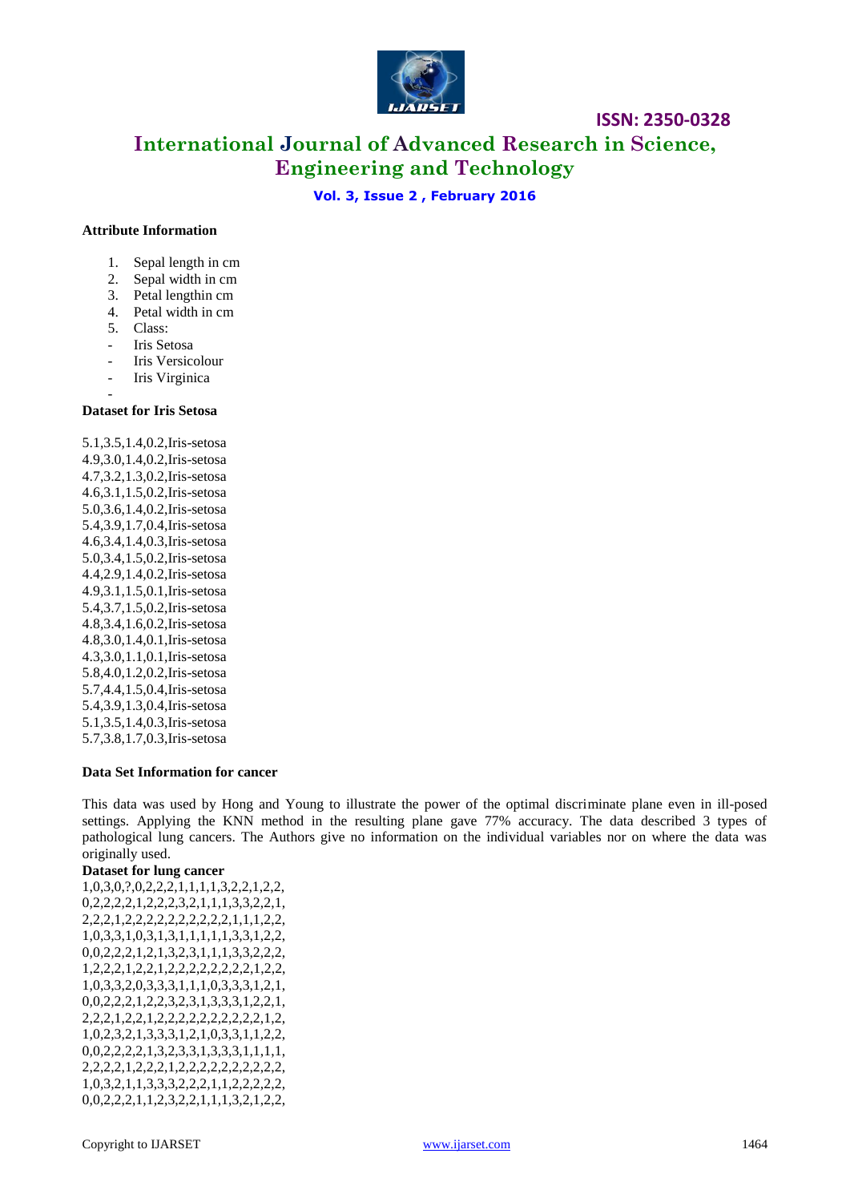**Attribute Information**

1. Sepal length in cm
2. Sepal width in cm
3. Petal lengthin cm
4. Petal width in cm
5. Class:

- Iris Setosa
- Iris Versicolour
- Iris Virginica
-

**Dataset for Iris Setosa**

5.1,3.5,1.4,0.2,Iris-setosa
4.9,3.0,1.4,0.2,Iris-setosa
4.7,3.2,1.3,0.2,Iris-setosa
4.6,3.1,1.5,0.2,Iris-setosa
5.0,3.6,1.4,0.2,Iris-setosa
5.4,3.9,1.7,0.4,Iris-setosa
4.6,3.4,1.4,0.3,Iris-setosa
5.0,3.4,1.5,0.2,Iris-setosa
4.4,2.9,1.4,0.2,Iris-setosa
4.9,3.1,1.5,0.1,Iris-setosa
5.4,3.7,1.5,0.2,Iris-setosa
4.8,3.4,1.6,0.2,Iris-setosa
4.8,3.0,1.4,0.1,Iris-setosa
4.3,3.0,1.1,0.1,Iris-setosa
5.8,4.0,1.2,0.2,Iris-setosa
5.7,4.4,1.5,0.4,Iris-setosa
5.4,3.9,1.3,0.4,Iris-setosa
5.1,3.5,1.4,0.3,Iris-setosa
5.7,3.8,1.7,0.3,Iris-setosa

**Data Set Information for cancer**

This data was used by Hong and Young to illustrate the power of the optimal discriminate plane even in ill-posed settings. Applying the KNN method in the resulting plane gave 77% accuracy. The data described 3 types of pathological lung cancers. The Authors give no information on the individual variables nor on where the data was originally used.

**Dataset for lung cancer**

1,0,3,0,?,0,2,2,2,1,1,1,1,3,2,2,1,2,2,
0,2,2,2,2,1,2,2,2,3,2,1,1,1,3,3,2,2,1,
2,2,2,1,2,2,2,2,2,2,2,2,2,2,1,1,1,2,2,
1,0,3,3,1,0,3,1,3,1,1,1,1,1,3,3,1,2,2,
0,0,2,2,2,1,2,1,3,2,3,1,1,1,3,3,2,2,2,
1,2,2,2,1,2,2,1,2,2,2,2,2,2,2,2,1,2,2,
1,0,3,3,2,0,3,3,3,1,1,1,0,3,3,3,1,2,1,
0,0,2,2,2,1,2,2,3,2,3,1,3,3,3,1,2,2,1,
2,2,2,1,2,2,1,2,2,2,2,2,2,2,2,2,2,1,2,
1,0,2,3,2,1,3,3,3,1,2,1,0,3,3,1,1,2,2,
0,0,2,2,2,2,1,3,2,3,3,1,3,3,3,1,1,1,1,
2,2,2,2,1,2,2,2,1,2,2,2,2,2,2,2,2,2,2,
1,0,3,2,1,1,3,3,3,2,2,2,1,1,2,2,2,2,2,
0,0,2,2,2,1,1,2,3,2,2,1,1,1,3,2,1,2,2,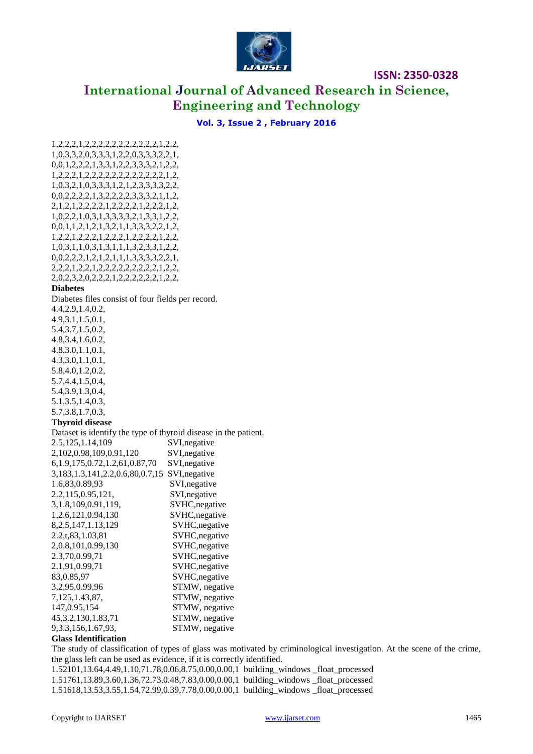1,2,2,2,1,2,2,2,2,2,2,2,2,2,2,2,2,1,2,2,
1,0,3,3,2,0,3,3,3,1,2,2,0,3,3,3,2,2,1,
0,0,1,2,2,2,1,3,3,1,2,2,3,3,3,2,1,2,2,
1,2,2,2,1,2,2,2,2,2,2,2,2,2,2,2,2,1,2,
1,0,3,2,1,0,3,3,3,1,2,1,2,3,3,3,3,2,2,
0,0,2,2,2,2,1,3,2,2,2,2,3,3,3,2,1,1,2,
2,1,2,1,2,2,2,2,1,2,2,2,2,1,2,2,2,1,2,
1,0,2,2,1,0,3,1,3,3,3,3,2,1,3,3,1,2,2,
0,0,1,1,2,1,2,1,3,2,1,1,3,3,3,2,2,1,2,
1,2,2,1,2,2,2,1,2,2,2,1,2,2,2,2,1,2,2,
1,0,3,1,1,0,3,1,3,1,1,1,3,2,3,3,1,2,2,
0,0,2,2,2,1,2,1,2,1,1,1,3,3,3,3,2,2,1,
2,2,2,1,2,2,1,2,2,2,2,2,2,2,2,2,1,2,2,
2,0,2,3,2,0,2,2,2,1,2,2,2,2,2,2,1,2,2,

**Diabetes**

Diabetes files consist of four fields per record.

4.4,2.9,1.4,0.2,
4.9,3.1,1.5,0.1,
5.4,3.7,1.5,0.2,
4.8,3.4,1.6,0.2,
4.8,3.0,1.1,0.1,
4.3,3.0,1.1,0.1,
5.8,4.0,1.2,0.2,
5.7,4.4,1.5,0.4,
5.4,3.9,1.3,0.4,
5.1,3.5,1.4,0.3,
5.7,3.8,1.7,0.3,

**Thyroid disease**

Dataset is identify the type of thyroid disease in the patient.

2.5,125,1.14,109 SVI,negative
2,102,0.98,109,0.91,120 SVI,negative
6,1.9,175,0.72,1.2,61,0.87,70 SVI,negative
3,183,1.3,141,2.2,0.6,80,0.7,15 SVI,negative
1.6,83,0.89,93 SVI,negative
2.2,115,0.95,121, SVI,negative
3,1.8,109,0.91,119, SVHC,negative
1,2.6,121,0.94,130 SVHC,negative
8,2.5,147,1.13,129 SVHC,negative
2.2,t,83,1.03,81 SVHC,negative
2,0.8,101,0.99,130 SVHC,negative
2.3,70,0.99,71 SVHC,negative
2.1,91,0.99,71 SVHC,negative
83,0.85,97 SVHC,negative
3,2,95,0.99,96 STMW, negative
7,125,1.43,87, STMW, negative
147,0.95,154 STMW, negative
45,3.2,130,1.83,71 STMW, negative
9,3.3,156,1.67,93, STMW, negative

**Glass Identification**

The study of classification of types of glass was motivated by criminological investigation. At the scene of the crime, the glass left can be used as evidence, if it is correctly identified.

1.52101,13.64,4.49,1.10,71.78,0.06,8.75,0.00,0.00,1 building_windows _float_processed
1.51761,13.89,3.60,1.36,72.73,0.48,7.83,0.00,0.00,1 building_windows _float_processed
1.51618,13.53,3.55,1.54,72.99,0.39,7.78,0.00,0.00,1 building_windows _float_processed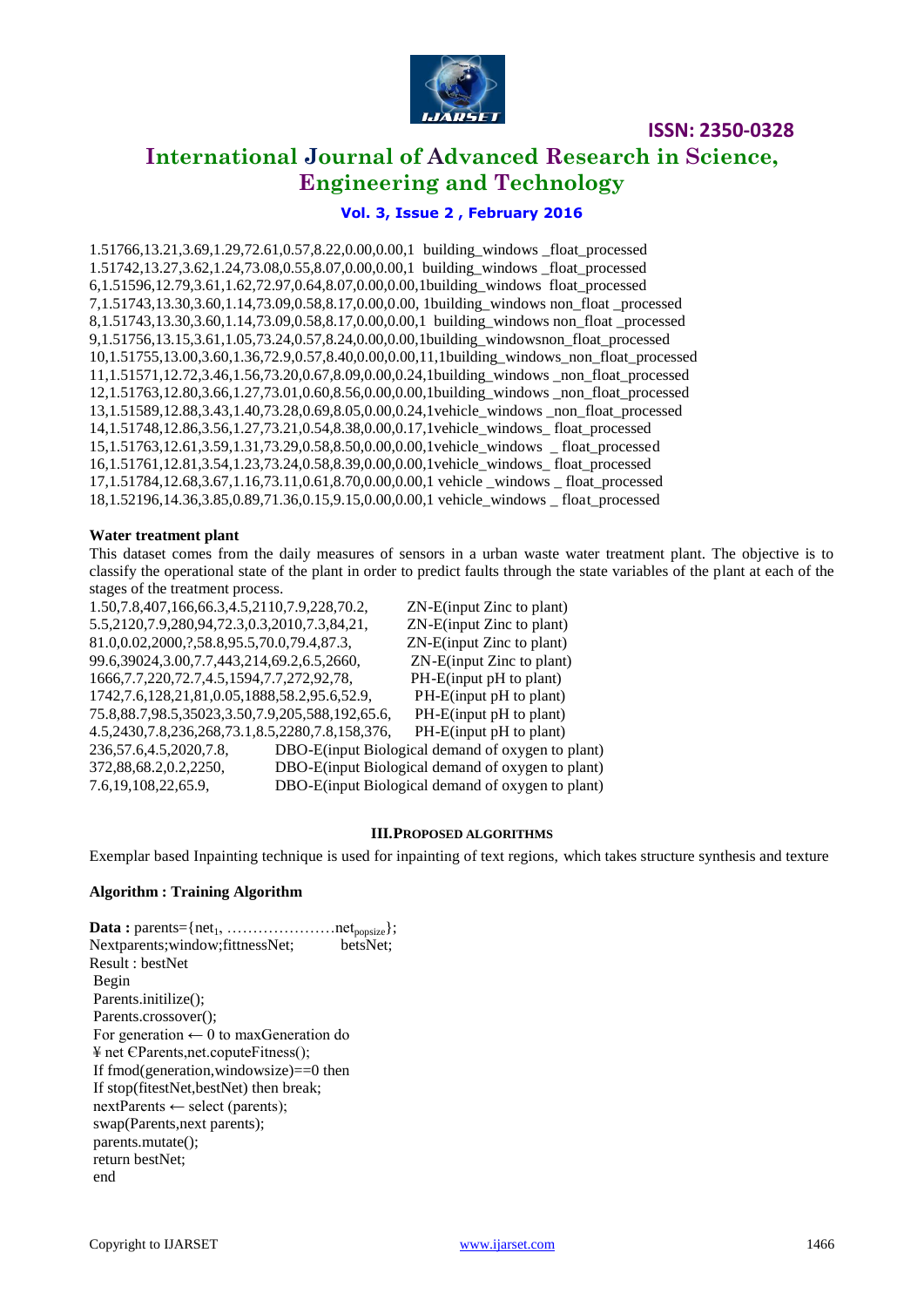1.51766,13.21,3.69,1.29,72.61,0.57,8.22,0.00,0.00,1 building_windows _float_processed
1.51742,13.27,3.62,1.24,73.08,0.55,8.07,0.00,0.00,1 building_windows _float_processed
6,1.51596,12.79,3.61,1.62,72.97,0.64,8.07,0.00,0.00,1building_windows float_processed
7,1.51743,13.30,3.60,1.14,73.09,0.58,8.17,0.00,0.00, 1building_windows non_float _processed
8,1.51743,13.30,3.60,1.14,73.09,0.58,8.17,0.00,0.00,1 building_windows non_float _processed
9,1.51756,13.15,3.61,1.05,73.24,0.57,8.24,0.00,0.00,1building_windowsnon_float_processed
10,1.51755,13.00,3.60,1.36,72.9,0.57,8.40,0.00,0.00,11,1building_windows_non_float_processed
11,1.51571,12.72,3.46,1.56,73.20,0.67,8.09,0.00,0.24,1building_windows _non_float_processed
12,1.51763,12.80,3.66,1.27,73.01,0.60,8.56,0.00,0.00,1building_windows _non_float_processed
13,1.51589,12.88,3.43,1.40,73.28,0.69,8.05,0.00,0.24,1vehicle_windows _non_float_processed
14,1.51748,12.86,3.56,1.27,73.21,0.54,8.38,0.00,0.17,1vehicle_windows_ float_processed
15,1.51763,12.61,3.59,1.31,73.29,0.58,8.50,0.00,0.00,1vehicle_windows _ float_processed
16,1.51761,12.81,3.54,1.23,73.24,0.58,8.39,0.00,0.00,1vehicle_windows_ float_processed
17,1.51784,12.68,3.67,1.16,73.11,0.61,8.70,0.00,0.00,1 vehicle _windows _ float_processed
18,1.52196,14.36,3.85,0.89,71.36,0.15,9.15,0.00,0.00,1 vehicle_windows _ float_processed

**Water treatment plant**

This dataset comes from the daily measures of sensors in a urban waste water treatment plant. The objective is to classify the operational state of the plant in order to predict faults through the state variables of the plant at each of the stages of the treatment process.

1.50,7.8,407,166,66.3,4.5,2110,7.9,228,70.2, ZN-E(input Zinc to plant)
5.5,2120,7.9,280,94,72.3,0.3,2010,7.3,84,21, ZN-E(input Zinc to plant)
81.0,0.02,2000,?,58.8,95.5,70.0,79.4,87.3, ZN-E(input Zinc to plant)
99.6,39024,3.00,7.7,443,214,69.2,6.5,2660, ZN-E(input Zinc to plant)
1666,7.7,220,72.7,4.5,1594,7.7,272,92,78, PH-E(input pH to plant)
1742,7.6,128,21,81,0.05,1888,58.2,95.6,52.9, PH-E(input pH to plant)
75.8,88.7,98.5,35023,3.50,7.9,205,588,192,65.6, PH-E(input pH to plant)
4.5,2430,7.8,236,268,73.1,8.5,2280,7.8,158,376, PH-E(input pH to plant)
236,57.6,4.5,2020,7.8, DBO-E(input Biological demand of oxygen to plant)
372,88,68.2,0.2,2250, DBO-E(input Biological demand of oxygen to plant)
7.6,19,108,22,65.9, DBO-E(input Biological demand of oxygen to plant)

## III. PROPOSED ALGORITHMS

Exemplar based Inpainting technique is used for inpainting of text regions, which takes structure synthesis and texture

**Algorithm : Training Algorithm**

**Data :** parents={$net_1$, …………………$net_{popsize}$};
Nextparents;window;fittnessNet; betsNet;
Result : bestNet
Begin
Parents.initilize();
Parents.crossover();
For generation ← 0 to maxGeneration do
¥ net ЄParents,net.coputeFitness();
If fmod(generation,windowsize)==0 then
If stop(fitestNet,bestNet) then break;
nextParents ← select (parents);
swap(Parents,next parents);
parents.mutate();
return bestNet;
end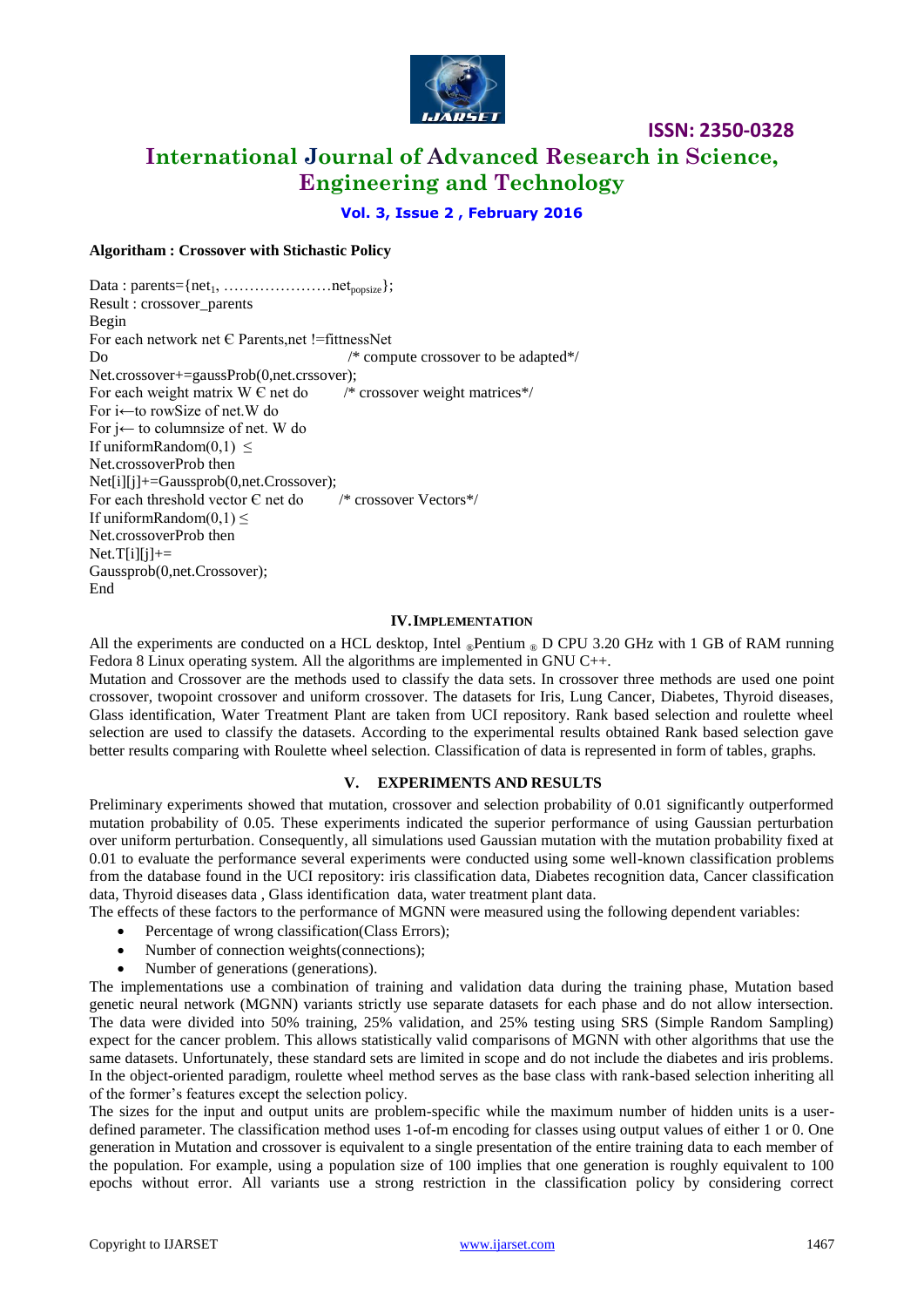**Algoritham : Crossover with Stichastic Policy**

```
Data : parents={net1, …………………net popsize};
Result : crossover_parents
Begin
For each network net Є Parents,net !=fittnessNet
Do                                   /* compute crossover to be adapted*/
Net.crossover+=gaussProb(0,net.crssover);
For each weight matrix W Є net do        /* crossover weight matrices*/
For i←to rowSize of net.W do
For j← to columnsize of net. W do
If uniformRandom(0,1) ≤
Net.crossoverProb then
Net[i][j]+=Gaussprob(0,net.Crossover);
For each threshold vector Є net do       /* crossover Vectors*/
If uniformRandom(0,1) ≤
Net.crossoverProb then
Net.T[i][j]+=
Gaussprob(0,net.Crossover);
End
```

## IV. IMPLEMENTATION

All the experiments are conducted on a HCL desktop, Intel ® Pentium ® D CPU 3.20 GHz with 1 GB of RAM running Fedora 8 Linux operating system. All the algorithms are implemented in GNU C++.

Mutation and Crossover are the methods used to classify the data sets. In crossover three methods are used one point crossover, twopoint crossover and uniform crossover. The datasets for Iris, Lung Cancer, Diabetes, Thyroid diseases, Glass identification, Water Treatment Plant are taken from UCI repository. Rank based selection and roulette wheel selection are used to classify the datasets. According to the experimental results obtained Rank based selection gave better results comparing with Roulette wheel selection. Classification of data is represented in form of tables, graphs.

## V. EXPERIMENTS AND RESULTS

Preliminary experiments showed that mutation, crossover and selection probability of 0.01 significantly outperformed mutation probability of 0.05. These experiments indicated the superior performance of using Gaussian perturbation over uniform perturbation. Consequently, all simulations used Gaussian mutation with the mutation probability fixed at 0.01 to evaluate the performance several experiments were conducted using some well-known classification problems from the database found in the UCI repository: iris classification data, Diabetes recognition data, Cancer classification data, Thyroid diseases data , Glass identification data, water treatment plant data.

The effects of these factors to the performance of MGNN were measured using the following dependent variables:

- Percentage of wrong classification(Class Errors);
- Number of connection weights(connections);
- Number of generations (generations).

The implementations use a combination of training and validation data during the training phase, Mutation based genetic neural network (MGNN) variants strictly use separate datasets for each phase and do not allow intersection. The data were divided into 50% training, 25% validation, and 25% testing using SRS (Simple Random Sampling) expect for the cancer problem. This allows statistically valid comparisons of MGNN with other algorithms that use the same datasets. Unfortunately, these standard sets are limited in scope and do not include the diabetes and iris problems. In the object-oriented paradigm, roulette wheel method serves as the base class with rank-based selection inheriting all of the former's features except the selection policy.

The sizes for the input and output units are problem-specific while the maximum number of hidden units is a user-defined parameter. The classification method uses 1-of-m encoding for classes using output values of either 1 or 0. One generation in Mutation and crossover is equivalent to a single presentation of the entire training data to each member of the population. For example, using a population size of 100 implies that one generation is roughly equivalent to 100 epochs without error. All variants use a strong restriction in the classification policy by considering correct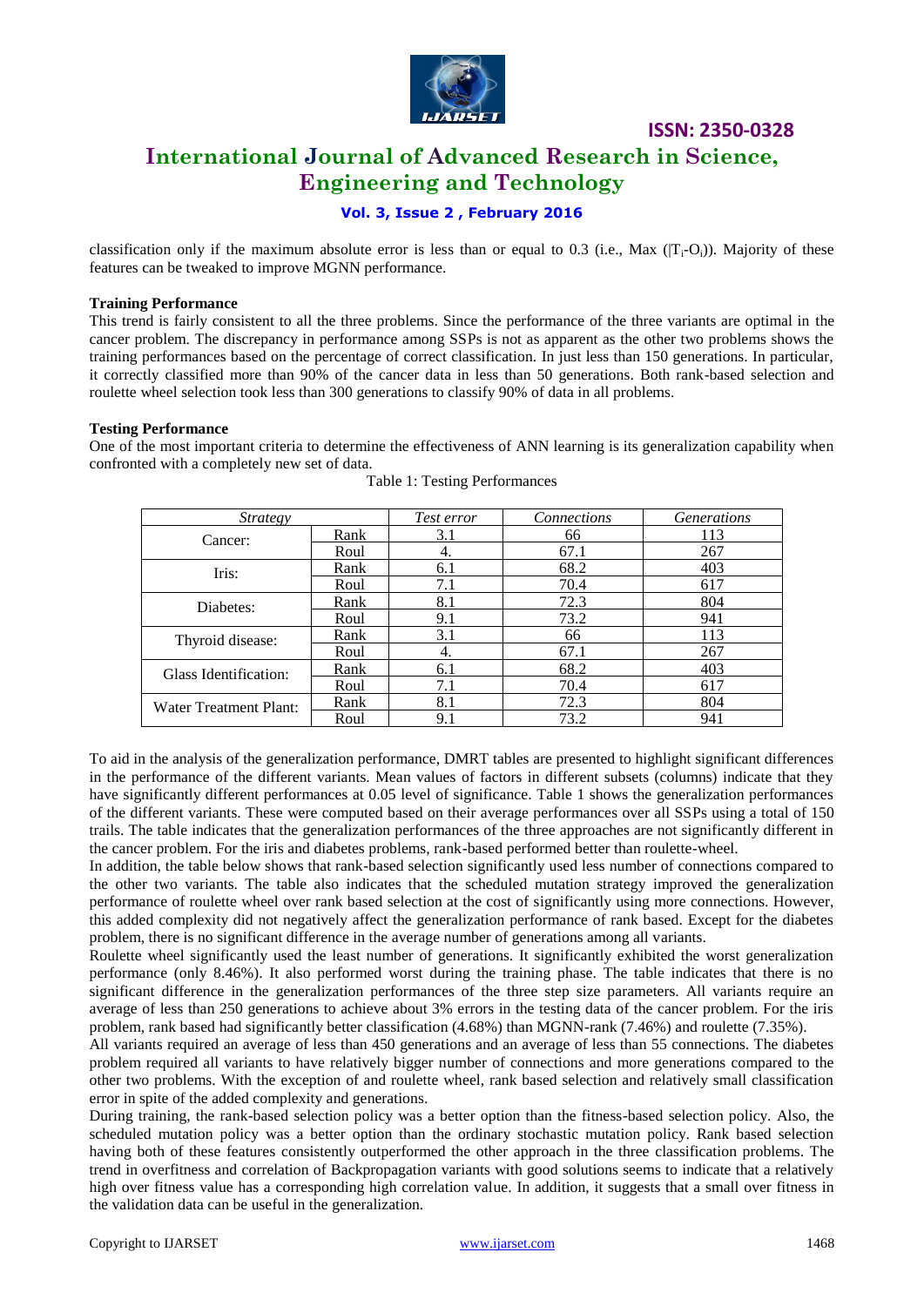classification only if the maximum absolute error is less than or equal to 0.3 (i.e., Max ($|T_i - O_i|$)). Majority of these features can be tweaked to improve MGNN performance.

**Training Performance**

This trend is fairly consistent to all the three problems. Since the performance of the three variants are optimal in the cancer problem. The discrepancy in performance among SSPs is not as apparent as the other two problems shows the training performances based on the percentage of correct classification. In just less than 150 generations. In particular, it correctly classified more than 90% of the cancer data in less than 50 generations. Both rank-based selection and roulette wheel selection took less than 300 generations to classify 90% of data in all problems.

**Testing Performance**

One of the most important criteria to determine the effectiveness of ANN learning is its generalization capability when confronted with a completely new set of data.

Table 1: Testing Performances

| *Strategy* | | *Test error* | *Connections* | *Generations* |
|---|---|---|---|---|
| Cancer: | Rank | 3.1 | 66 | 113 |
| | Roul | 4. | 67.1 | 267 |
| Iris: | Rank | 6.1 | 68.2 | 403 |
| | Roul | 7.1 | 70.4 | 617 |
| Diabetes: | Rank | 8.1 | 72.3 | 804 |
| | Roul | 9.1 | 73.2 | 941 |
| Thyroid disease: | Rank | 3.1 | 66 | 113 |
| | Roul | 4. | 67.1 | 267 |
| Glass Identification: | Rank | 6.1 | 68.2 | 403 |
| | Roul | 7.1 | 70.4 | 617 |
| Water Treatment Plant: | Rank | 8.1 | 72.3 | 804 |
| | Roul | 9.1 | 73.2 | 941 |

To aid in the analysis of the generalization performance, DMRT tables are presented to highlight significant differences in the performance of the different variants. Mean values of factors in different subsets (columns) indicate that they have significantly different performances at 0.05 level of significance. Table 1 shows the generalization performances of the different variants. These were computed based on their average performances over all SSPs using a total of 150 trails. The table indicates that the generalization performances of the three approaches are not significantly different in the cancer problem. For the iris and diabetes problems, rank-based performed better than roulette-wheel.

In addition, the table below shows that rank-based selection significantly used less number of connections compared to the other two variants. The table also indicates that the scheduled mutation strategy improved the generalization performance of roulette wheel over rank based selection at the cost of significantly using more connections. However, this added complexity did not negatively affect the generalization performance of rank based. Except for the diabetes problem, there is no significant difference in the average number of generations among all variants.

Roulette wheel significantly used the least number of generations. It significantly exhibited the worst generalization performance (only 8.46%). It also performed worst during the training phase. The table indicates that there is no significant difference in the generalization performances of the three step size parameters. All variants require an average of less than 250 generations to achieve about 3% errors in the testing data of the cancer problem. For the iris problem, rank based had significantly better classification (4.68%) than MGNN-rank (7.46%) and roulette (7.35%).

All variants required an average of less than 450 generations and an average of less than 55 connections. The diabetes problem required all variants to have relatively bigger number of connections and more generations compared to the other two problems. With the exception of and roulette wheel, rank based selection and relatively small classification error in spite of the added complexity and generations.

During training, the rank-based selection policy was a better option than the fitness-based selection policy. Also, the scheduled mutation policy was a better option than the ordinary stochastic mutation policy. Rank based selection having both of these features consistently outperformed the other approach in the three classification problems. The trend in overfitness and correlation of Backpropagation variants with good solutions seems to indicate that a relatively high over fitness value has a corresponding high correlation value. In addition, it suggests that a small over fitness in the validation data can be useful in the generalization.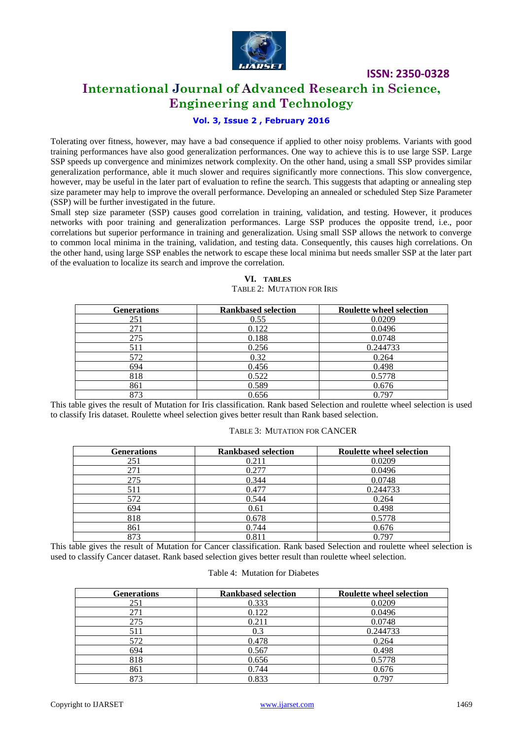Tolerating over fitness, however, may have a bad consequence if applied to other noisy problems. Variants with good training performances have also good generalization performances. One way to achieve this is to use large SSP. Large SSP speeds up convergence and minimizes network complexity. On the other hand, using a small SSP provides similar generalization performance, able it much slower and requires significantly more connections. This slow convergence, however, may be useful in the later part of evaluation to refine the search. This suggests that adapting or annealing step size parameter may help to improve the overall performance. Developing an annealed or scheduled Step Size Parameter (SSP) will be further investigated in the future.

Small step size parameter (SSP) causes good correlation in training, validation, and testing. However, it produces networks with poor training and generalization performances. Large SSP produces the opposite trend, i.e., poor correlations but superior performance in training and generalization. Using small SSP allows the network to converge to common local minima in the training, validation, and testing data. Consequently, this causes high correlations. On the other hand, using large SSP enables the network to escape these local minima but needs smaller SSP at the later part of the evaluation to localize its search and improve the correlation.

## VI. TABLES

TABLE 2: MUTATION FOR IRIS

| Generations | Rankbased selection | Roulette wheel selection |
|---|---|---|
| 251 | 0.55 | 0.0209 |
| 271 | 0.122 | 0.0496 |
| 275 | 0.188 | 0.0748 |
| 511 | 0.256 | 0.244733 |
| 572 | 0.32 | 0.264 |
| 694 | 0.456 | 0.498 |
| 818 | 0.522 | 0.5778 |
| 861 | 0.589 | 0.676 |
| 873 | 0.656 | 0.797 |

This table gives the result of Mutation for Iris classification. Rank based Selection and roulette wheel selection is used to classify Iris dataset. Roulette wheel selection gives better result than Rank based selection.

TABLE 3: MUTATION FOR CANCER

| Generations | Rankbased selection | Roulette wheel selection |
|---|---|---|
| 251 | 0.211 | 0.0209 |
| 271 | 0.277 | 0.0496 |
| 275 | 0.344 | 0.0748 |
| 511 | 0.477 | 0.244733 |
| 572 | 0.544 | 0.264 |
| 694 | 0.61 | 0.498 |
| 818 | 0.678 | 0.5778 |
| 861 | 0.744 | 0.676 |
| 873 | 0.811 | 0.797 |

This table gives the result of Mutation for Cancer classification. Rank based Selection and roulette wheel selection is used to classify Cancer dataset. Rank based selection gives better result than roulette wheel selection.

Table 4: Mutation for Diabetes

| Generations | Rankbased selection | Roulette wheel selection |
|---|---|---|
| 251 | 0.333 | 0.0209 |
| 271 | 0.122 | 0.0496 |
| 275 | 0.211 | 0.0748 |
| 511 | 0.3 | 0.244733 |
| 572 | 0.478 | 0.264 |
| 694 | 0.567 | 0.498 |
| 818 | 0.656 | 0.5778 |
| 861 | 0.744 | 0.676 |
| 873 | 0.833 | 0.797 |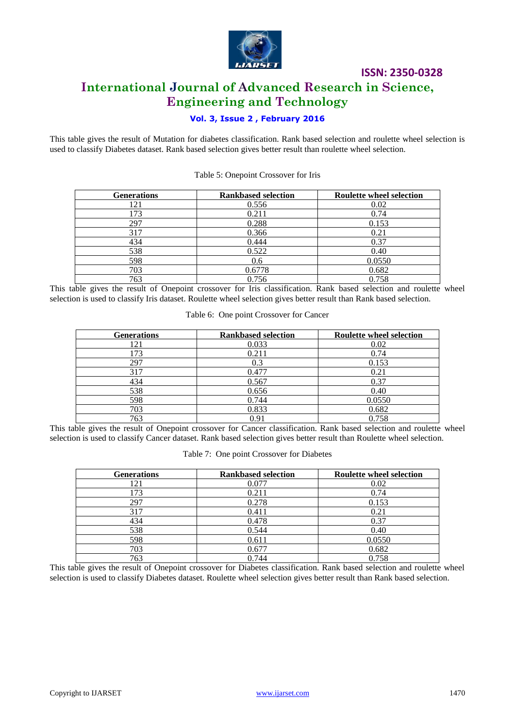This table gives the result of Mutation for diabetes classification. Rank based selection and roulette wheel selection is used to classify Diabetes dataset. Rank based selection gives better result than roulette wheel selection.

Table 5: Onepoint Crossover for Iris

| Generations | Rankbased selection | Roulette wheel selection |
|---|---|---|
| 121 | 0.556 | 0.02 |
| 173 | 0.211 | 0.74 |
| 297 | 0.288 | 0.153 |
| 317 | 0.366 | 0.21 |
| 434 | 0.444 | 0.37 |
| 538 | 0.522 | 0.40 |
| 598 | 0.6 | 0.0550 |
| 703 | 0.6778 | 0.682 |
| 763 | 0.756 | 0.758 |

This table gives the result of Onepoint crossover for Iris classification. Rank based selection and roulette wheel selection is used to classify Iris dataset. Roulette wheel selection gives better result than Rank based selection.

Table 6: One point Crossover for Cancer

| Generations | Rankbased selection | Roulette wheel selection |
|---|---|---|
| 121 | 0.033 | 0.02 |
| 173 | 0.211 | 0.74 |
| 297 | 0.3 | 0.153 |
| 317 | 0.477 | 0.21 |
| 434 | 0.567 | 0.37 |
| 538 | 0.656 | 0.40 |
| 598 | 0.744 | 0.0550 |
| 703 | 0.833 | 0.682 |
| 763 | 0.91 | 0.758 |

This table gives the result of Onepoint crossover for Cancer classification. Rank based selection and roulette wheel selection is used to classify Cancer dataset. Rank based selection gives better result than Roulette wheel selection.

Table 7: One point Crossover for Diabetes

| Generations | Rankbased selection | Roulette wheel selection |
|---|---|---|
| 121 | 0.077 | 0.02 |
| 173 | 0.211 | 0.74 |
| 297 | 0.278 | 0.153 |
| 317 | 0.411 | 0.21 |
| 434 | 0.478 | 0.37 |
| 538 | 0.544 | 0.40 |
| 598 | 0.611 | 0.0550 |
| 703 | 0.677 | 0.682 |
| 763 | 0.744 | 0.758 |

This table gives the result of Onepoint crossover for Diabetes classification. Rank based selection and roulette wheel selection is used to classify Diabetes dataset. Roulette wheel selection gives better result than Rank based selection.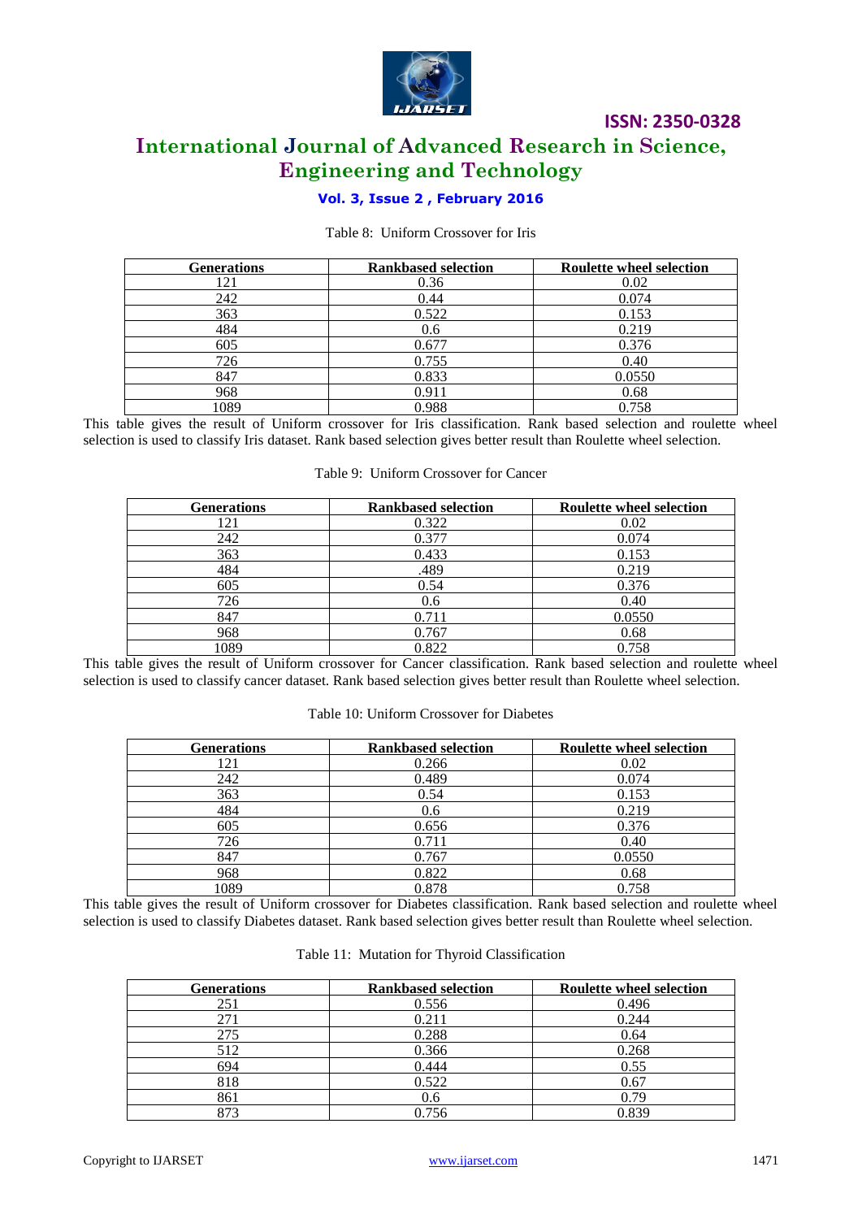Table 8: Uniform Crossover for Iris

| Generations | Rankbased selection | Roulette wheel selection |
|---|---|---|
| 121 | 0.36 | 0.02 |
| 242 | 0.44 | 0.074 |
| 363 | 0.522 | 0.153 |
| 484 | 0.6 | 0.219 |
| 605 | 0.677 | 0.376 |
| 726 | 0.755 | 0.40 |
| 847 | 0.833 | 0.0550 |
| 968 | 0.911 | 0.68 |
| 1089 | 0.988 | 0.758 |

This table gives the result of Uniform crossover for Iris classification. Rank based selection and roulette wheel selection is used to classify Iris dataset. Rank based selection gives better result than Roulette wheel selection.

Table 9: Uniform Crossover for Cancer

| Generations | Rankbased selection | Roulette wheel selection |
|---|---|---|
| 121 | 0.322 | 0.02 |
| 242 | 0.377 | 0.074 |
| 363 | 0.433 | 0.153 |
| 484 | .489 | 0.219 |
| 605 | 0.54 | 0.376 |
| 726 | 0.6 | 0.40 |
| 847 | 0.711 | 0.0550 |
| 968 | 0.767 | 0.68 |
| 1089 | 0.822 | 0.758 |

This table gives the result of Uniform crossover for Cancer classification. Rank based selection and roulette wheel selection is used to classify cancer dataset. Rank based selection gives better result than Roulette wheel selection.

Table 10: Uniform Crossover for Diabetes

| Generations | Rankbased selection | Roulette wheel selection |
|---|---|---|
| 121 | 0.266 | 0.02 |
| 242 | 0.489 | 0.074 |
| 363 | 0.54 | 0.153 |
| 484 | 0.6 | 0.219 |
| 605 | 0.656 | 0.376 |
| 726 | 0.711 | 0.40 |
| 847 | 0.767 | 0.0550 |
| 968 | 0.822 | 0.68 |
| 1089 | 0.878 | 0.758 |

This table gives the result of Uniform crossover for Diabetes classification. Rank based selection and roulette wheel selection is used to classify Diabetes dataset. Rank based selection gives better result than Roulette wheel selection.

Table 11: Mutation for Thyroid Classification

| Generations | Rankbased selection | Roulette wheel selection |
|---|---|---|
| 251 | 0.556 | 0.496 |
| 271 | 0.211 | 0.244 |
| 275 | 0.288 | 0.64 |
| 512 | 0.366 | 0.268 |
| 694 | 0.444 | 0.55 |
| 818 | 0.522 | 0.67 |
| 861 | 0.6 | 0.79 |
| 873 | 0.756 | 0.839 |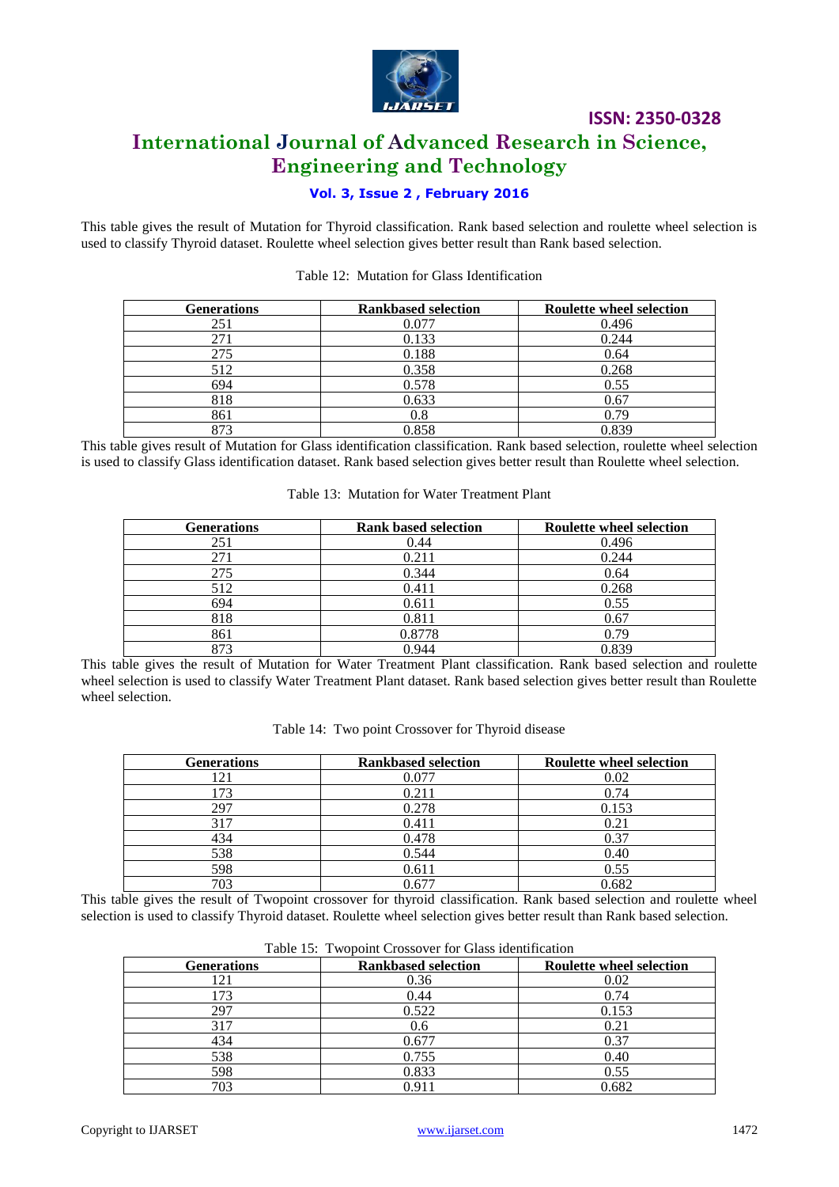This table gives the result of Mutation for Thyroid classification. Rank based selection and roulette wheel selection is used to classify Thyroid dataset. Roulette wheel selection gives better result than Rank based selection.

Table 12: Mutation for Glass Identification

| Generations | Rankbased selection | Roulette wheel selection |
|---|---|---|
| 251 | 0.077 | 0.496 |
| 271 | 0.133 | 0.244 |
| 275 | 0.188 | 0.64 |
| 512 | 0.358 | 0.268 |
| 694 | 0.578 | 0.55 |
| 818 | 0.633 | 0.67 |
| 861 | 0.8 | 0.79 |
| 873 | 0.858 | 0.839 |

This table gives result of Mutation for Glass identification classification. Rank based selection, roulette wheel selection is used to classify Glass identification dataset. Rank based selection gives better result than Roulette wheel selection.

Table 13: Mutation for Water Treatment Plant

| Generations | Rank based selection | Roulette wheel selection |
|---|---|---|
| 251 | 0.44 | 0.496 |
| 271 | 0.211 | 0.244 |
| 275 | 0.344 | 0.64 |
| 512 | 0.411 | 0.268 |
| 694 | 0.611 | 0.55 |
| 818 | 0.811 | 0.67 |
| 861 | 0.8778 | 0.79 |
| 873 | 0.944 | 0.839 |

This table gives the result of Mutation for Water Treatment Plant classification. Rank based selection and roulette wheel selection is used to classify Water Treatment Plant dataset. Rank based selection gives better result than Roulette wheel selection.

Table 14: Two point Crossover for Thyroid disease

| Generations | Rankbased selection | Roulette wheel selection |
|---|---|---|
| 121 | 0.077 | 0.02 |
| 173 | 0.211 | 0.74 |
| 297 | 0.278 | 0.153 |
| 317 | 0.411 | 0.21 |
| 434 | 0.478 | 0.37 |
| 538 | 0.544 | 0.40 |
| 598 | 0.611 | 0.55 |
| 703 | 0.677 | 0.682 |

This table gives the result of Twopoint crossover for thyroid classification. Rank based selection and roulette wheel selection is used to classify Thyroid dataset. Roulette wheel selection gives better result than Rank based selection.

Table 15: Twopoint Crossover for Glass identification

| Generations | Rankbased selection | Roulette wheel selection |
|---|---|---|
| 121 | 0.36 | 0.02 |
| 173 | 0.44 | 0.74 |
| 297 | 0.522 | 0.153 |
| 317 | 0.6 | 0.21 |
| 434 | 0.677 | 0.37 |
| 538 | 0.755 | 0.40 |
| 598 | 0.833 | 0.55 |
| 703 | 0.911 | 0.682 |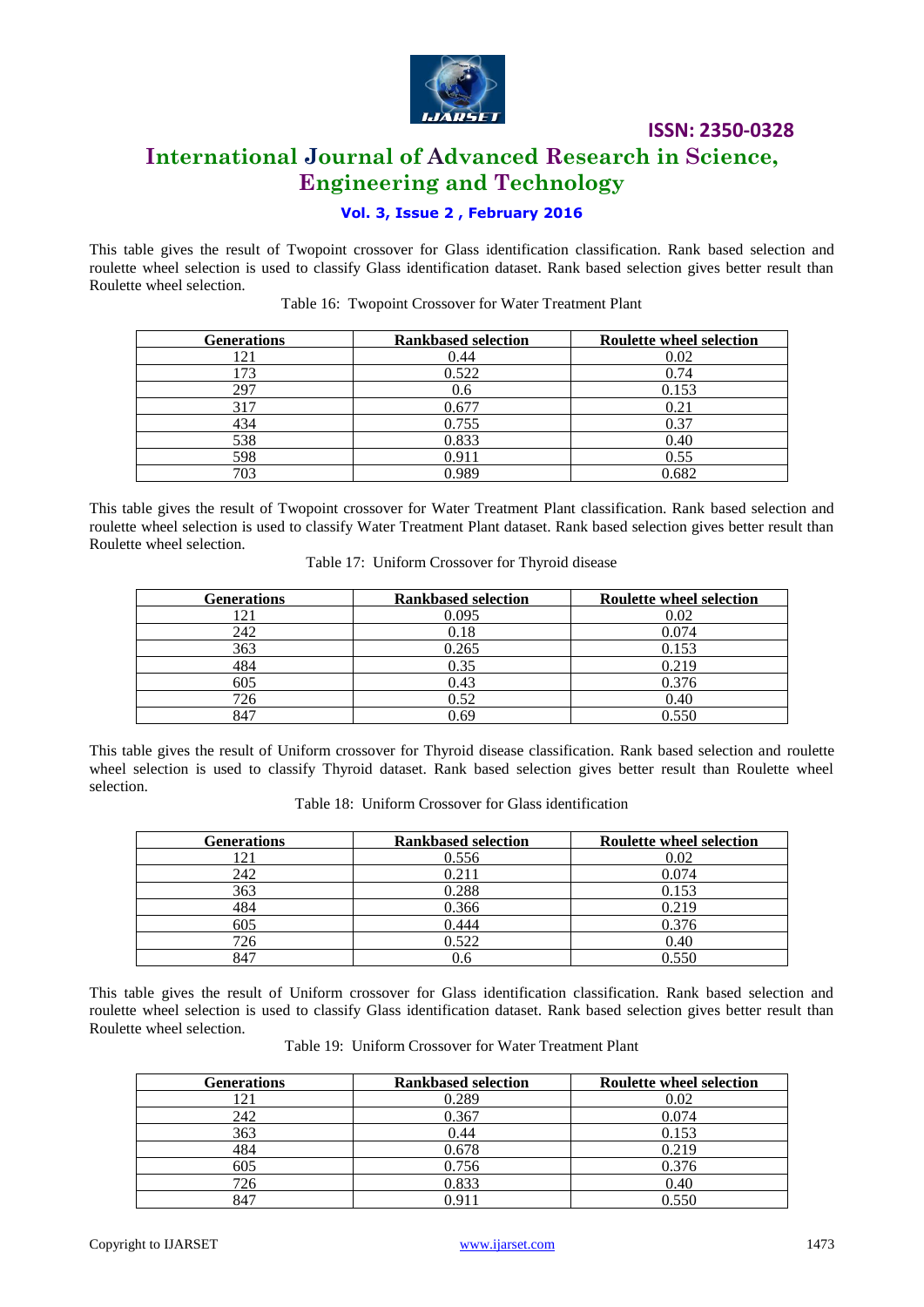This table gives the result of Twopoint crossover for Glass identification classification. Rank based selection and roulette wheel selection is used to classify Glass identification dataset. Rank based selection gives better result than Roulette wheel selection.

Table 16: Twopoint Crossover for Water Treatment Plant

| Generations | Rankbased selection | Roulette wheel selection |
|---|---|---|
| 121 | 0.44 | 0.02 |
| 173 | 0.522 | 0.74 |
| 297 | 0.6 | 0.153 |
| 317 | 0.677 | 0.21 |
| 434 | 0.755 | 0.37 |
| 538 | 0.833 | 0.40 |
| 598 | 0.911 | 0.55 |
| 703 | 0.989 | 0.682 |

This table gives the result of Twopoint crossover for Water Treatment Plant classification. Rank based selection and roulette wheel selection is used to classify Water Treatment Plant dataset. Rank based selection gives better result than Roulette wheel selection.

Table 17: Uniform Crossover for Thyroid disease

| Generations | Rankbased selection | Roulette wheel selection |
|---|---|---|
| 121 | 0.095 | 0.02 |
| 242 | 0.18 | 0.074 |
| 363 | 0.265 | 0.153 |
| 484 | 0.35 | 0.219 |
| 605 | 0.43 | 0.376 |
| 726 | 0.52 | 0.40 |
| 847 | 0.69 | 0.550 |

This table gives the result of Uniform crossover for Thyroid disease classification. Rank based selection and roulette wheel selection is used to classify Thyroid dataset. Rank based selection gives better result than Roulette wheel selection.

Table 18: Uniform Crossover for Glass identification

| Generations | Rankbased selection | Roulette wheel selection |
|---|---|---|
| 121 | 0.556 | 0.02 |
| 242 | 0.211 | 0.074 |
| 363 | 0.288 | 0.153 |
| 484 | 0.366 | 0.219 |
| 605 | 0.444 | 0.376 |
| 726 | 0.522 | 0.40 |
| 847 | 0.6 | 0.550 |

This table gives the result of Uniform crossover for Glass identification classification. Rank based selection and roulette wheel selection is used to classify Glass identification dataset. Rank based selection gives better result than Roulette wheel selection.

Table 19: Uniform Crossover for Water Treatment Plant

| Generations | Rankbased selection | Roulette wheel selection |
|---|---|---|
| 121 | 0.289 | 0.02 |
| 242 | 0.367 | 0.074 |
| 363 | 0.44 | 0.153 |
| 484 | 0.678 | 0.219 |
| 605 | 0.756 | 0.376 |
| 726 | 0.833 | 0.40 |
| 847 | 0.911 | 0.550 |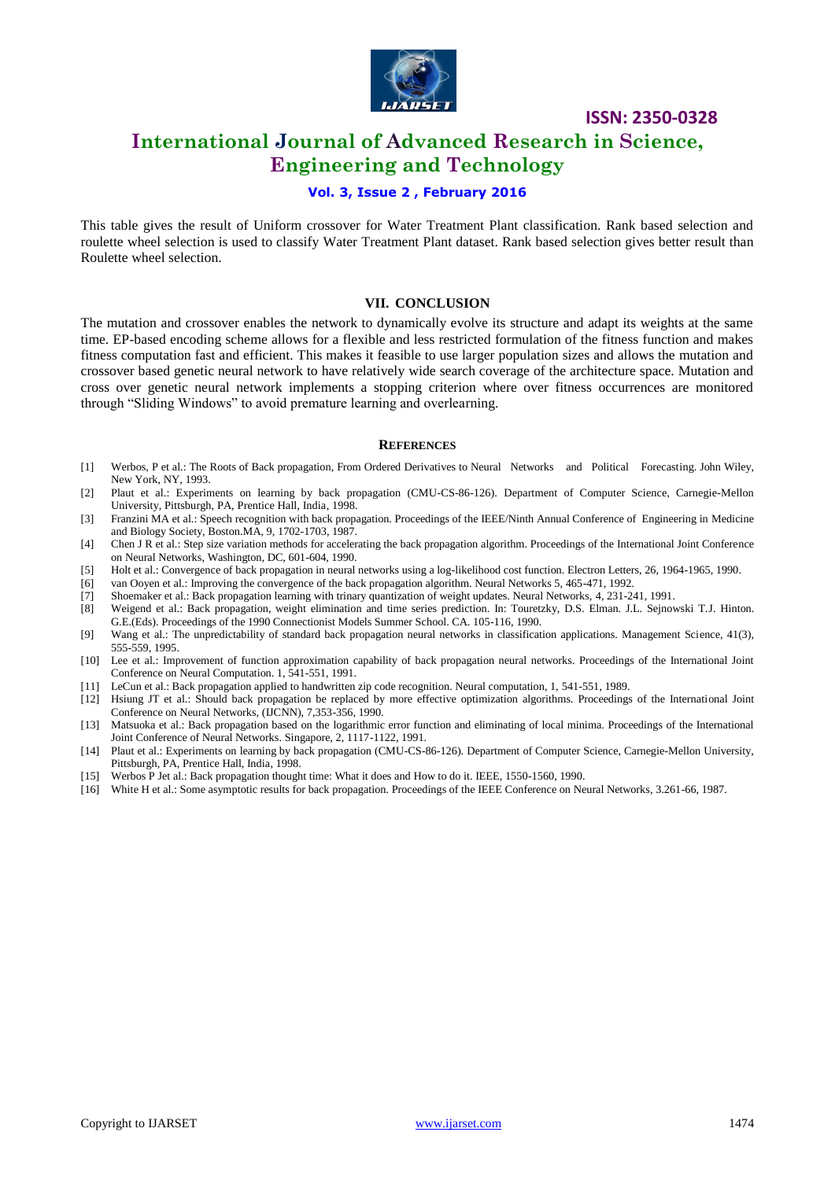This table gives the result of Uniform crossover for Water Treatment Plant classification. Rank based selection and roulette wheel selection is used to classify Water Treatment Plant dataset. Rank based selection gives better result than Roulette wheel selection.

## VII. CONCLUSION

The mutation and crossover enables the network to dynamically evolve its structure and adapt its weights at the same time. EP-based encoding scheme allows for a flexible and less restricted formulation of the fitness function and makes fitness computation fast and efficient. This makes it feasible to use larger population sizes and allows the mutation and crossover based genetic neural network to have relatively wide search coverage of the architecture space. Mutation and cross over genetic neural network implements a stopping criterion where over fitness occurrences are monitored through "Sliding Windows" to avoid premature learning and overlearning.

## REFERENCES

[1] Werbos, P et al.: The Roots of Back propagation, From Ordered Derivatives to Neural Networks and Political Forecasting. John Wiley, New York, NY, 1993.

[2] Plaut et al.: Experiments on learning by back propagation (CMU-CS-86-126). Department of Computer Science, Carnegie-Mellon University, Pittsburgh, PA, Prentice Hall, India, 1998.

[3] Franzini MA et al.: Speech recognition with back propagation. Proceedings of the IEEE/Ninth Annual Conference of Engineering in Medicine and Biology Society, Boston.MA, 9, 1702-1703, 1987.

[4] Chen J R et al.: Step size variation methods for accelerating the back propagation algorithm. Proceedings of the International Joint Conference on Neural Networks, Washington, DC, 601-604, 1990.

[5] Holt et al.: Convergence of back propagation in neural networks using a log-likelihood cost function. Electron Letters, 26, 1964-1965, 1990.

[6] van Ooyen et al.: Improving the convergence of the back propagation algorithm. Neural Networks 5, 465-471, 1992.

[7] Shoemaker et al.: Back propagation learning with trinary quantization of weight updates. Neural Networks, 4, 231-241, 1991.

[8] Weigend et al.: Back propagation, weight elimination and time series prediction. In: Touretzky, D.S. Elman. J.L. Sejnowski T.J. Hinton. G.E.(Eds). Proceedings of the 1990 Connectionist Models Summer School. CA. 105-116, 1990.

[9] Wang et al.: The unpredictability of standard back propagation neural networks in classification applications. Management Science, 41(3), 555-559, 1995.

[10] Lee et al.: Improvement of function approximation capability of back propagation neural networks. Proceedings of the International Joint Conference on Neural Computation. 1, 541-551, 1991.

[11] LeCun et al.: Back propagation applied to handwritten zip code recognition. Neural computation, 1, 541-551, 1989.

[12] Hsiung JT et al.: Should back propagation be replaced by more effective optimization algorithms. Proceedings of the International Joint Conference on Neural Networks, (IJCNN), 7,353-356, 1990.

[13] Matsuoka et al.: Back propagation based on the logarithmic error function and eliminating of local minima. Proceedings of the International Joint Conference of Neural Networks. Singapore, 2, 1117-1122, 1991.

[14] Plaut et al.: Experiments on learning by back propagation (CMU-CS-86-126). Department of Computer Science, Carnegie-Mellon University, Pittsburgh, PA, Prentice Hall, India, 1998.

[15] Werbos P Jet al.: Back propagation thought time: What it does and How to do it. IEEE, 1550-1560, 1990.

[16] White H et al.: Some asymptotic results for back propagation. Proceedings of the IEEE Conference on Neural Networks, 3.261-66, 1987.